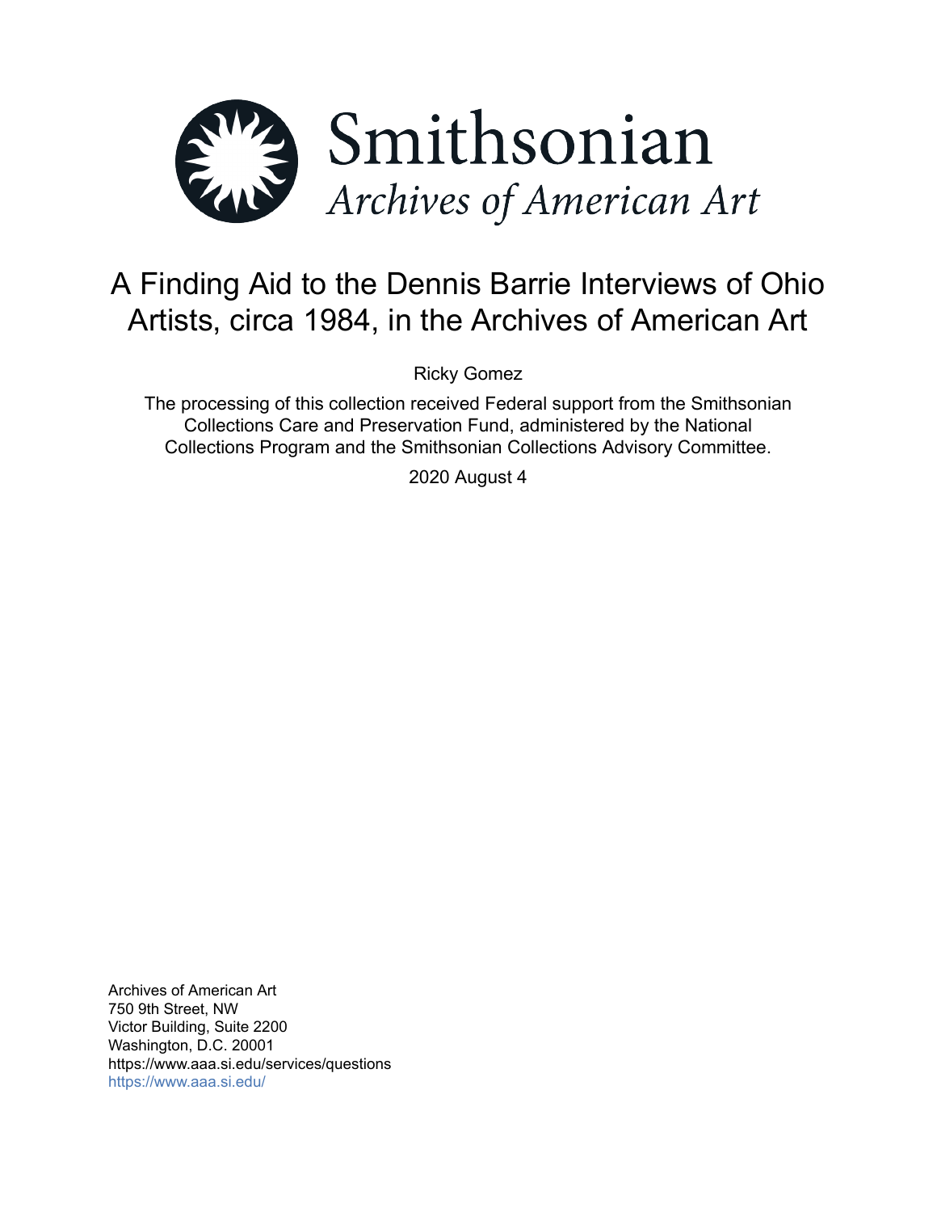Smithsonian

*Archives of American Art*

# A Finding Aid to the Dennis Barrie Interviews of Ohio Artists, circa 1984, in the Archives of American Art

Ricky Gomez

The processing of this collection received Federal support from the Smithsonian Collections Care and Preservation Fund, administered by the National Collections Program and the Smithsonian Collections Advisory Committee.

2020 August 4

Archives of American Art
750 9th Street, NW
Victor Building, Suite 2200
Washington, D.C. 20001
https://www.aaa.si.edu/services/questions
https://www.aaa.si.edu/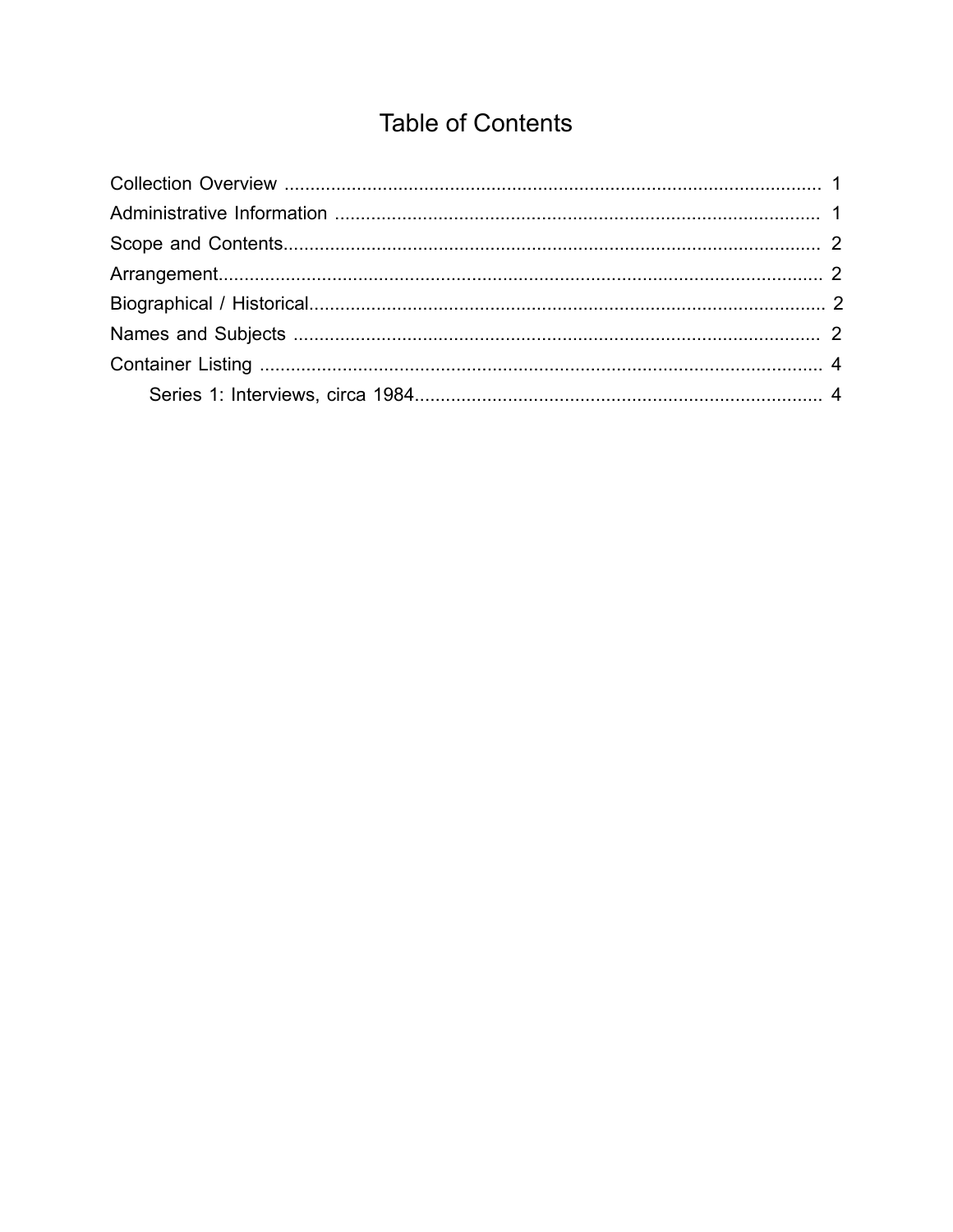# Table of Contents

Collection Overview ........................................................................................................ 1
Administrative Information .............................................................................................. 1
Scope and Contents........................................................................................................ 2
Arrangement..................................................................................................................... 2
Biographical / Historical.................................................................................................... 2
Names and Subjects ...................................................................................................... 2
Container Listing .............................................................................................................. 4
    Series 1: Interviews, circa 1984............................................................................... 4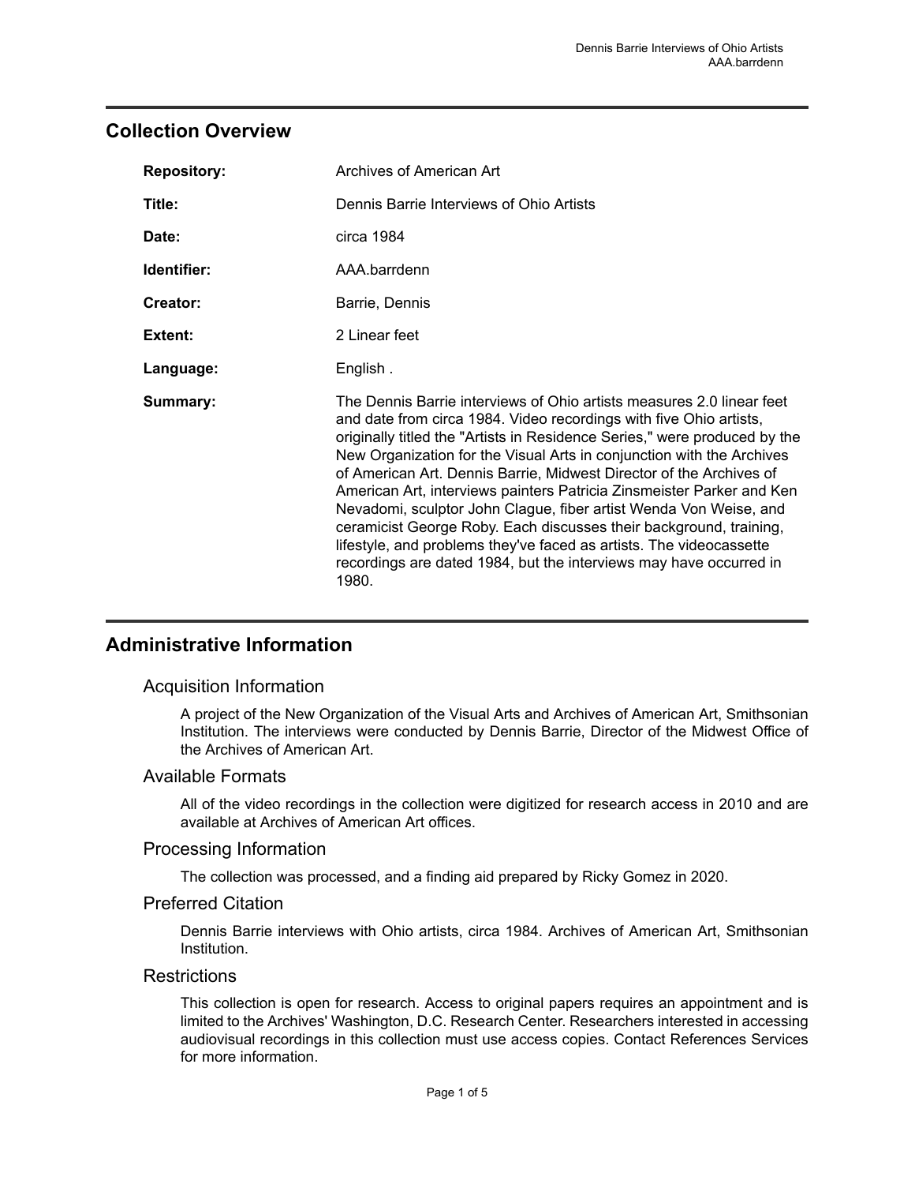## Collection Overview

| | |
|---|---|
| **Repository:** | Archives of American Art |
| **Title:** | Dennis Barrie Interviews of Ohio Artists |
| **Date:** | circa 1984 |
| **Identifier:** | AAA.barrdenn |
| **Creator:** | Barrie, Dennis |
| **Extent:** | 2 Linear feet |
| **Language:** | English . |
| **Summary:** | The Dennis Barrie interviews of Ohio artists measures 2.0 linear feet and date from circa 1984. Video recordings with five Ohio artists, originally titled the "Artists in Residence Series," were produced by the New Organization for the Visual Arts in conjunction with the Archives of American Art. Dennis Barrie, Midwest Director of the Archives of American Art, interviews painters Patricia Zinsmeister Parker and Ken Nevadomi, sculptor John Clague, fiber artist Wenda Von Weise, and ceramicist George Roby. Each discusses their background, training, lifestyle, and problems they've faced as artists. The videocassette recordings are dated 1984, but the interviews may have occurred in 1980. |

## Administrative Information

### Acquisition Information

A project of the New Organization of the Visual Arts and Archives of American Art, Smithsonian Institution. The interviews were conducted by Dennis Barrie, Director of the Midwest Office of the Archives of American Art.

### Available Formats

All of the video recordings in the collection were digitized for research access in 2010 and are available at Archives of American Art offices.

### Processing Information

The collection was processed, and a finding aid prepared by Ricky Gomez in 2020.

### Preferred Citation

Dennis Barrie interviews with Ohio artists, circa 1984. Archives of American Art, Smithsonian Institution.

### Restrictions

This collection is open for research. Access to original papers requires an appointment and is limited to the Archives' Washington, D.C. Research Center. Researchers interested in accessing audiovisual recordings in this collection must use access copies. Contact References Services for more information.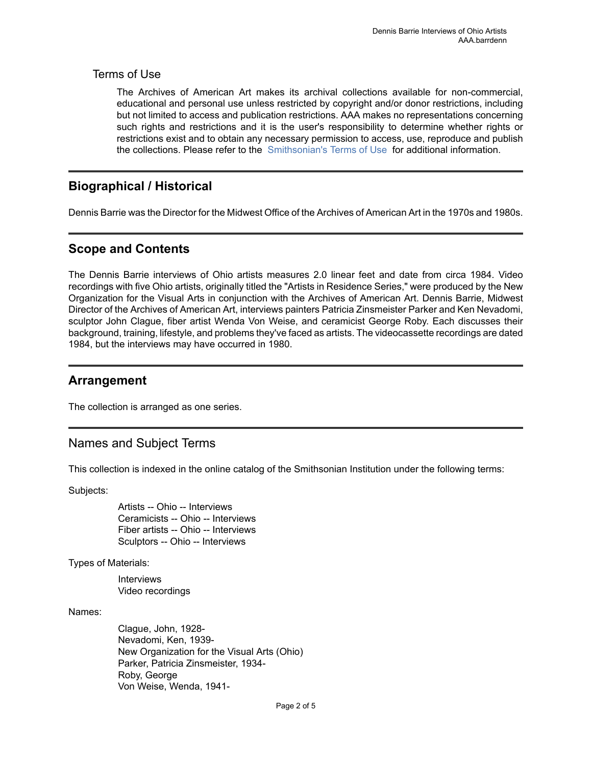## Terms of Use

The Archives of American Art makes its archival collections available for non-commercial, educational and personal use unless restricted by copyright and/or donor restrictions, including but not limited to access and publication restrictions. AAA makes no representations concerning such rights and restrictions and it is the user's responsibility to determine whether rights or restrictions exist and to obtain any necessary permission to access, use, reproduce and publish the collections. Please refer to the Smithsonian's Terms of Use for additional information.

---

## Biographical / Historical

Dennis Barrie was the Director for the Midwest Office of the Archives of American Art in the 1970s and 1980s.

---

## Scope and Contents

The Dennis Barrie interviews of Ohio artists measures 2.0 linear feet and date from circa 1984. Video recordings with five Ohio artists, originally titled the "Artists in Residence Series," were produced by the New Organization for the Visual Arts in conjunction with the Archives of American Art. Dennis Barrie, Midwest Director of the Archives of American Art, interviews painters Patricia Zinsmeister Parker and Ken Nevadomi, sculptor John Clague, fiber artist Wenda Von Weise, and ceramicist George Roby. Each discusses their background, training, lifestyle, and problems they've faced as artists. The videocassette recordings are dated 1984, but the interviews may have occurred in 1980.

---

## Arrangement

The collection is arranged as one series.

---

## Names and Subject Terms

This collection is indexed in the online catalog of the Smithsonian Institution under the following terms:

Subjects:

- Artists -- Ohio -- Interviews
- Ceramicists -- Ohio -- Interviews
- Fiber artists -- Ohio -- Interviews
- Sculptors -- Ohio -- Interviews

Types of Materials:

- Interviews
- Video recordings

Names:

- Clague, John, 1928-
- Nevadomi, Ken, 1939-
- New Organization for the Visual Arts (Ohio)
- Parker, Patricia Zinsmeister, 1934-
- Roby, George
- Von Weise, Wenda, 1941-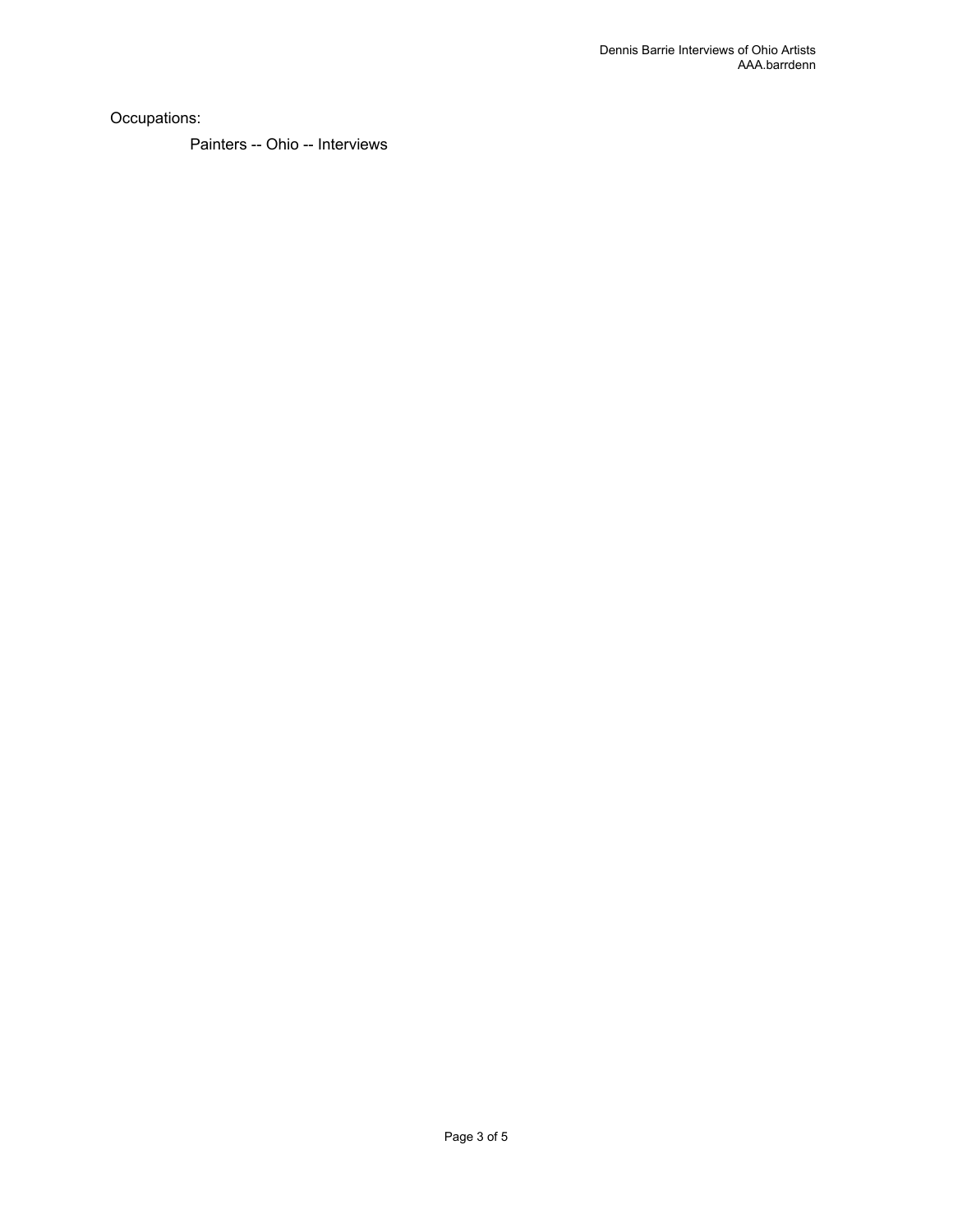Occupations:

Painters -- Ohio -- Interviews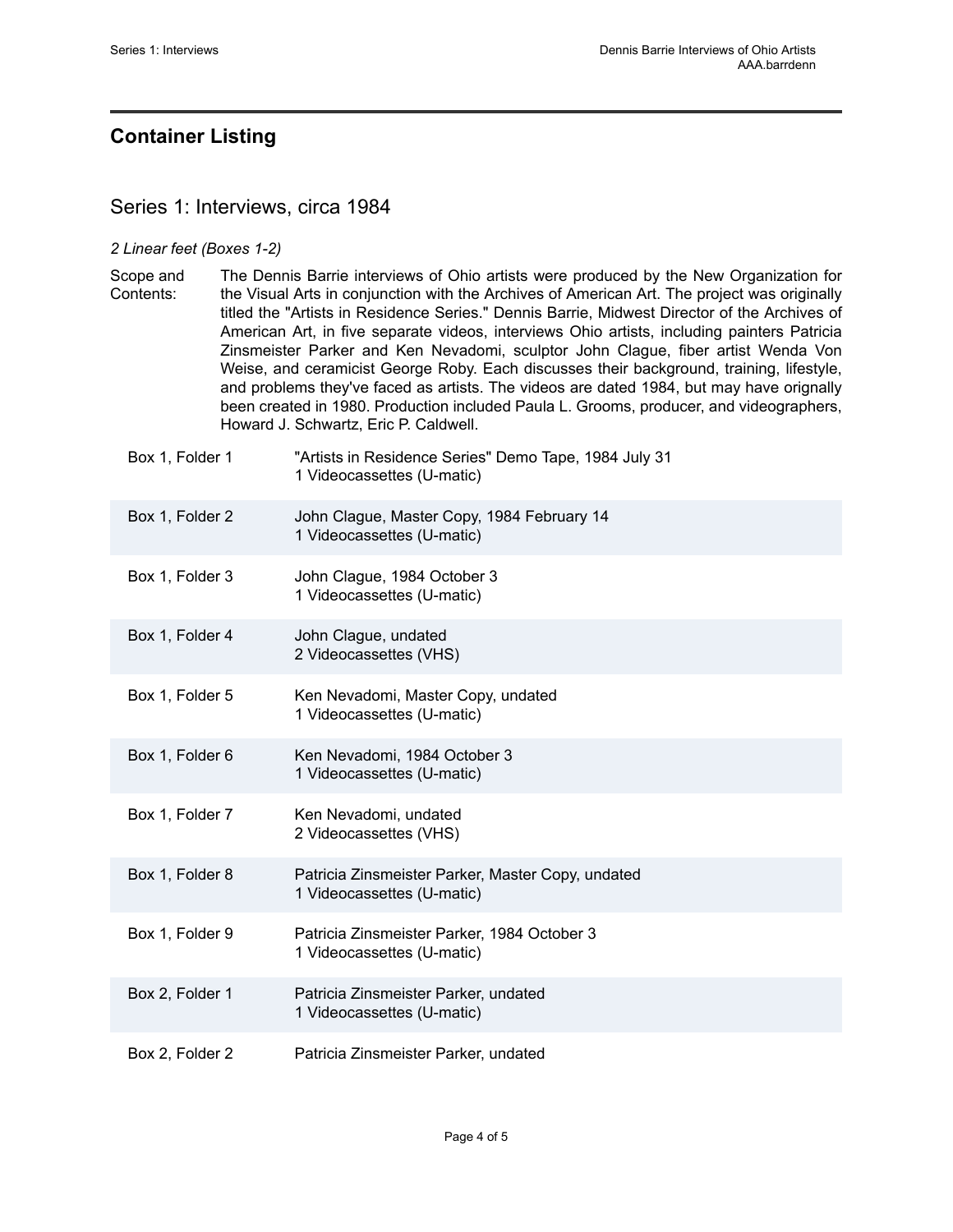## Container Listing

### Series 1: Interviews, circa 1984

*2 Linear feet (Boxes 1-2)*

Scope and Contents: The Dennis Barrie interviews of Ohio artists were produced by the New Organization for the Visual Arts in conjunction with the Archives of American Art. The project was originally titled the "Artists in Residence Series." Dennis Barrie, Midwest Director of the Archives of American Art, in five separate videos, interviews Ohio artists, including painters Patricia Zinsmeister Parker and Ken Nevadomi, sculptor John Clague, fiber artist Wenda Von Weise, and ceramicist George Roby. Each discusses their background, training, lifestyle, and problems they've faced as artists. The videos are dated 1984, but may have orignally been created in 1980. Production included Paula L. Grooms, producer, and videographers, Howard J. Schwartz, Eric P. Caldwell.

| | |
|---|---|
| Box 1, Folder 1 | "Artists in Residence Series" Demo Tape, 1984 July 31<br>1 Videocassettes (U-matic) |
| Box 1, Folder 2 | John Clague, Master Copy, 1984 February 14<br>1 Videocassettes (U-matic) |
| Box 1, Folder 3 | John Clague, 1984 October 3<br>1 Videocassettes (U-matic) |
| Box 1, Folder 4 | John Clague, undated<br>2 Videocassettes (VHS) |
| Box 1, Folder 5 | Ken Nevadomi, Master Copy, undated<br>1 Videocassettes (U-matic) |
| Box 1, Folder 6 | Ken Nevadomi, 1984 October 3<br>1 Videocassettes (U-matic) |
| Box 1, Folder 7 | Ken Nevadomi, undated<br>2 Videocassettes (VHS) |
| Box 1, Folder 8 | Patricia Zinsmeister Parker, Master Copy, undated<br>1 Videocassettes (U-matic) |
| Box 1, Folder 9 | Patricia Zinsmeister Parker, 1984 October 3<br>1 Videocassettes (U-matic) |
| Box 2, Folder 1 | Patricia Zinsmeister Parker, undated<br>1 Videocassettes (U-matic) |
| Box 2, Folder 2 | Patricia Zinsmeister Parker, undated |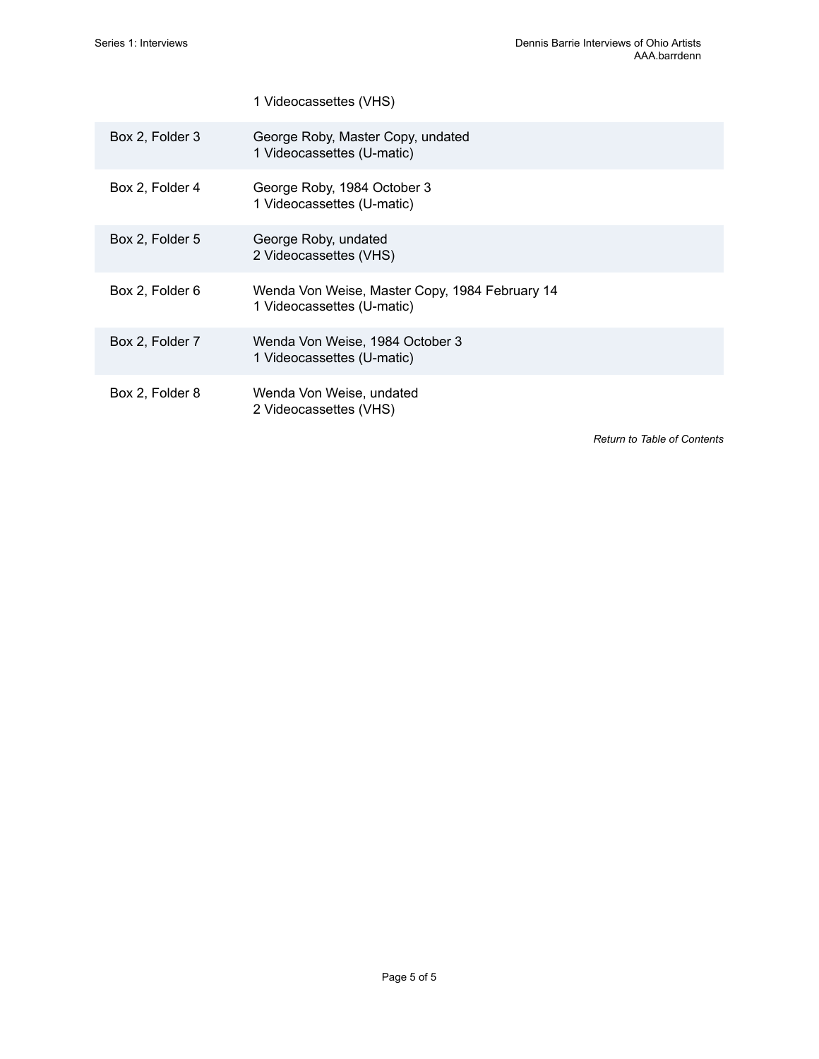| | |
|---|---|
| | 1 Videocassettes (VHS) |
| Box 2, Folder 3 | George Roby, Master Copy, undated<br>1 Videocassettes (U-matic) |
| Box 2, Folder 4 | George Roby, 1984 October 3<br>1 Videocassettes (U-matic) |
| Box 2, Folder 5 | George Roby, undated<br>2 Videocassettes (VHS) |
| Box 2, Folder 6 | Wenda Von Weise, Master Copy, 1984 February 14<br>1 Videocassettes (U-matic) |
| Box 2, Folder 7 | Wenda Von Weise, 1984 October 3<br>1 Videocassettes (U-matic) |
| Box 2, Folder 8 | Wenda Von Weise, undated<br>2 Videocassettes (VHS) |

*Return to Table of Contents*